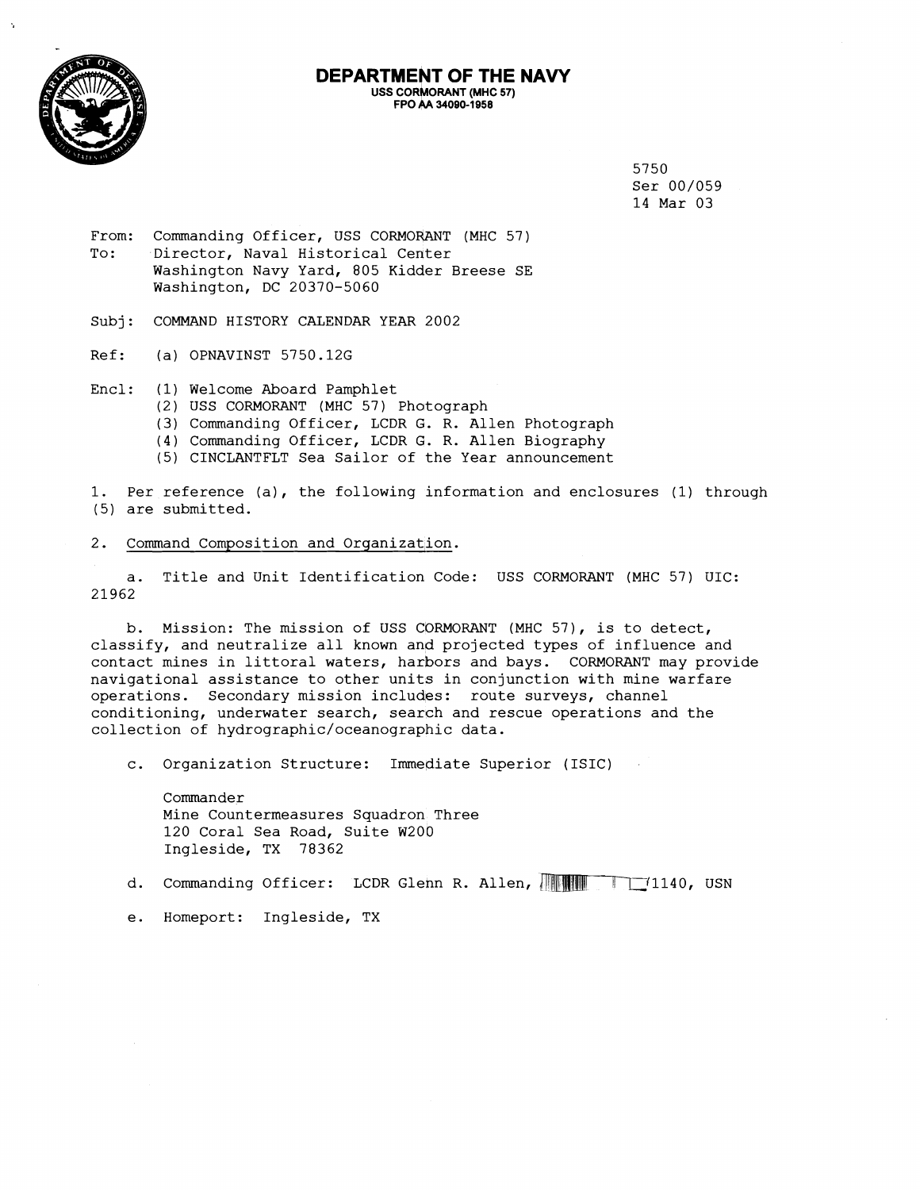# DEPARTMENT OF THE NAVY

**USS CORMORANT (MHC 57)**
**FPO AA 34090-1958**

5750
Ser 00/059
14 Mar 03

From: Commanding Officer, USS CORMORANT (MHC 57)
To: Director, Naval Historical Center
Washington Navy Yard, 805 Kidder Breese SE
Washington, DC 20370-5060

Subj: COMMAND HISTORY CALENDAR YEAR 2002

Ref: (a) OPNAVINST 5750.12G

Encl: (1) Welcome Aboard Pamphlet
(2) USS CORMORANT (MHC 57) Photograph
(3) Commanding Officer, LCDR G. R. Allen Photograph
(4) Commanding Officer, LCDR G. R. Allen Biography
(5) CINCLANTFLT Sea Sailor of the Year announcement

1. Per reference (a), the following information and enclosures (1) through (5) are submitted.

2. Command Composition and Organization.

a. Title and Unit Identification Code: USS CORMORANT (MHC 57) UIC: 21962

b. Mission: The mission of USS CORMORANT (MHC 57), is to detect, classify, and neutralize all known and projected types of influence and contact mines in littoral waters, harbors and bays. CORMORANT may provide navigational assistance to other units in conjunction with mine warfare operations. Secondary mission includes: route surveys, channel conditioning, underwater search, search and rescue operations and the collection of hydrographic/oceanographic data.

c. Organization Structure: Immediate Superior (ISIC)

Commander
Mine Countermeasures Squadron Three
120 Coral Sea Road, Suite W200
Ingleside, TX 78362

d. Commanding Officer: LCDR Glenn R. Allen, [redacted]/1140, USN

e. Homeport: Ingleside, TX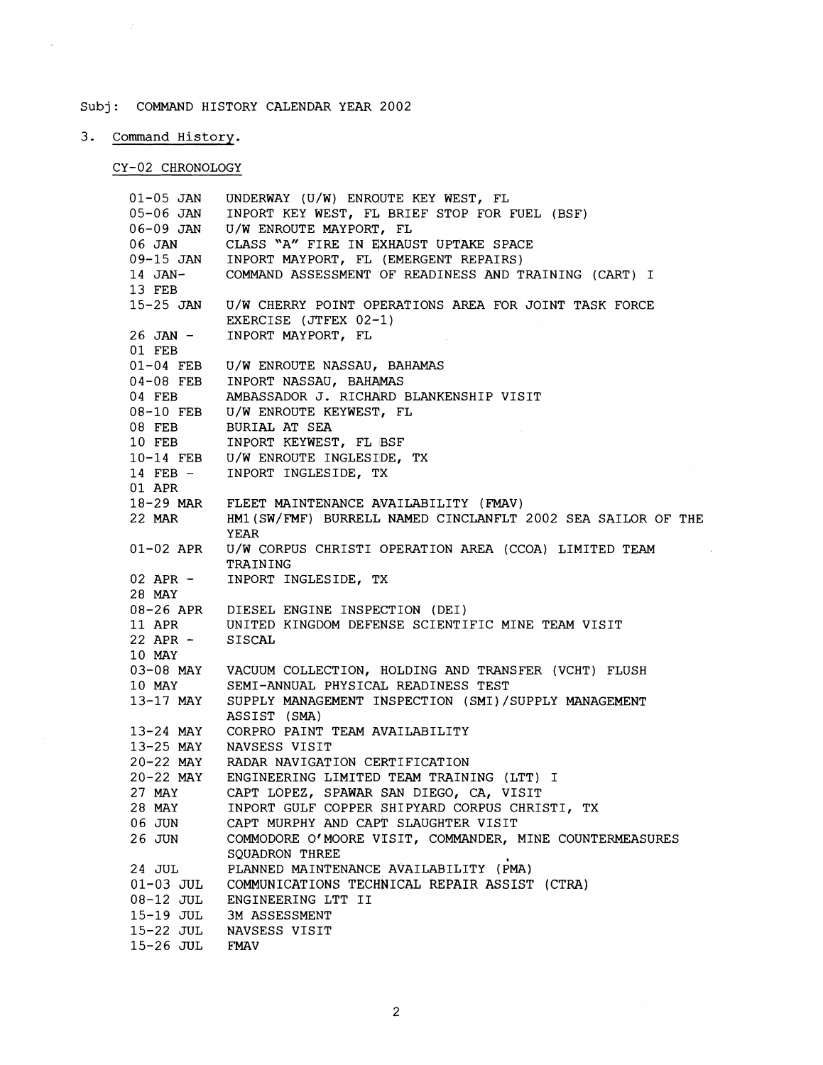Subj: COMMAND HISTORY CALENDAR YEAR 2002

3. Command History.

CY-02 CHRONOLOGY

| Date | Event |
|---|---|
| 01-05 JAN | UNDERWAY (U/W) ENROUTE KEY WEST, FL |
| 05-06 JAN | INPORT KEY WEST, FL BRIEF STOP FOR FUEL (BSF) |
| 06-09 JAN | U/W ENROUTE MAYPORT, FL |
| 06 JAN | CLASS "A" FIRE IN EXHAUST UPTAKE SPACE |
| 09-15 JAN | INPORT MAYPORT, FL (EMERGENT REPAIRS) |
| 14 JAN-13 FEB | COMMAND ASSESSMENT OF READINESS AND TRAINING (CART) I |
| 15-25 JAN | U/W CHERRY POINT OPERATIONS AREA FOR JOINT TASK FORCE EXERCISE (JTFEX 02-1) |
| 26 JAN - 01 FEB | INPORT MAYPORT, FL |
| 01-04 FEB | U/W ENROUTE NASSAU, BAHAMAS |
| 04-08 FEB | INPORT NASSAU, BAHAMAS |
| 04 FEB | AMBASSADOR J. RICHARD BLANKENSHIP VISIT |
| 08-10 FEB | U/W ENROUTE KEYWEST, FL |
| 08 FEB | BURIAL AT SEA |
| 10 FEB | INPORT KEYWEST, FL BSF |
| 10-14 FEB | U/W ENROUTE INGLESIDE, TX |
| 14 FEB - 01 APR | INPORT INGLESIDE, TX |
| 18-29 MAR | FLEET MAINTENANCE AVAILABILITY (FMAV) |
| 22 MAR | HM1(SW/FMF) BURRELL NAMED CINCLANFLT 2002 SEA SAILOR OF THE YEAR |
| 01-02 APR | U/W CORPUS CHRISTI OPERATION AREA (CCOA) LIMITED TEAM TRAINING |
| 02 APR - 28 MAY | INPORT INGLESIDE, TX |
| 08-26 APR | DIESEL ENGINE INSPECTION (DEI) |
| 11 APR | UNITED KINGDOM DEFENSE SCIENTIFIC MINE TEAM VISIT |
| 22 APR - 10 MAY | SISCAL |
| 03-08 MAY | VACUUM COLLECTION, HOLDING AND TRANSFER (VCHT) FLUSH |
| 10 MAY | SEMI-ANNUAL PHYSICAL READINESS TEST |
| 13-17 MAY | SUPPLY MANAGEMENT INSPECTION (SMI)/SUPPLY MANAGEMENT ASSIST (SMA) |
| 13-24 MAY | CORPRO PAINT TEAM AVAILABILITY |
| 13-25 MAY | NAVSESS VISIT |
| 20-22 MAY | RADAR NAVIGATION CERTIFICATION |
| 20-22 MAY | ENGINEERING LIMITED TEAM TRAINING (LTT) I |
| 27 MAY | CAPT LOPEZ, SPAWAR SAN DIEGO, CA, VISIT |
| 28 MAY | INPORT GULF COPPER SHIPYARD CORPUS CHRISTI, TX |
| 06 JUN | CAPT MURPHY AND CAPT SLAUGHTER VISIT |
| 26 JUN | COMMODORE O'MOORE VISIT, COMMANDER, MINE COUNTERMEASURES SQUADRON THREE |
| 24 JUL | PLANNED MAINTENANCE AVAILABILITY (PMA) |
| 01-03 JUL | COMMUNICATIONS TECHNICAL REPAIR ASSIST (CTRA) |
| 08-12 JUL | ENGINEERING LTT II |
| 15-19 JUL | 3M ASSESSMENT |
| 15-22 JUL | NAVSESS VISIT |
| 15-26 JUL | FMAV |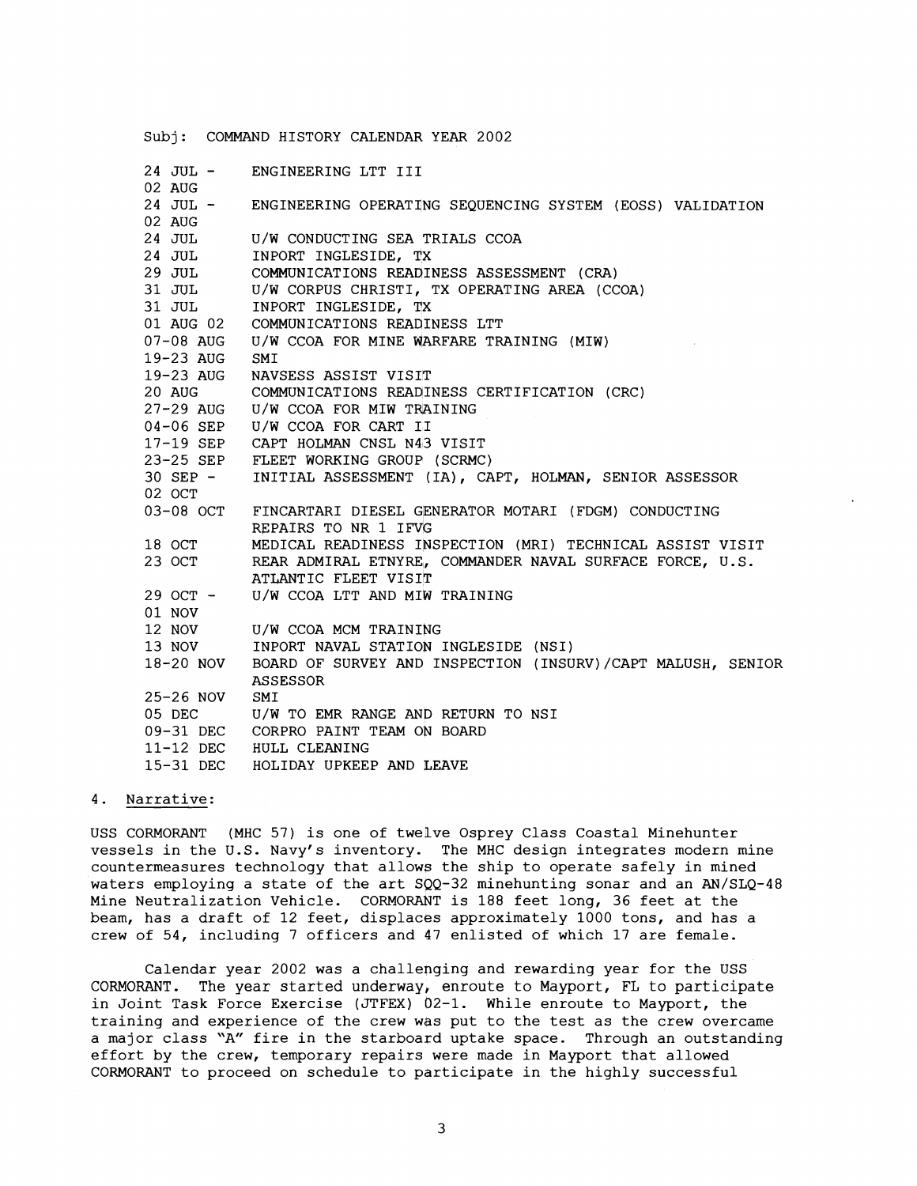Subj: COMMAND HISTORY CALENDAR YEAR 2002

| | |
|---|---|
| 24 JUL - 02 AUG | ENGINEERING LTT III |
| 24 JUL - 02 AUG | ENGINEERING OPERATING SEQUENCING SYSTEM (EOSS) VALIDATION |
| 24 JUL | U/W CONDUCTING SEA TRIALS CCOA |
| 24 JUL | INPORT INGLESIDE, TX |
| 29 JUL | COMMUNICATIONS READINESS ASSESSMENT (CRA) |
| 31 JUL | U/W CORPUS CHRISTI, TX OPERATING AREA (CCOA) |
| 31 JUL | INPORT INGLESIDE, TX |
| 01 AUG 02 | COMMUNICATIONS READINESS LTT |
| 07-08 AUG | U/W CCOA FOR MINE WARFARE TRAINING (MIW) |
| 19-23 AUG | SMI |
| 19-23 AUG | NAVSESS ASSIST VISIT |
| 20 AUG | COMMUNICATIONS READINESS CERTIFICATION (CRC) |
| 27-29 AUG | U/W CCOA FOR MIW TRAINING |
| 04-06 SEP | U/W CCOA FOR CART II |
| 17-19 SEP | CAPT HOLMAN CNSL N43 VISIT |
| 23-25 SEP | FLEET WORKING GROUP (SCRMC) |
| 30 SEP - 02 OCT | INITIAL ASSESSMENT (IA), CAPT, HOLMAN, SENIOR ASSESSOR |
| 03-08 OCT | FINCARTARI DIESEL GENERATOR MOTARI (FDGM) CONDUCTING REPAIRS TO NR 1 IFVG |
| 18 OCT | MEDICAL READINESS INSPECTION (MRI) TECHNICAL ASSIST VISIT |
| 23 OCT | REAR ADMIRAL ETNYRE, COMMANDER NAVAL SURFACE FORCE, U.S. ATLANTIC FLEET VISIT |
| 29 OCT - 01 NOV | U/W CCOA LTT AND MIW TRAINING |
| 12 NOV | U/W CCOA MCM TRAINING |
| 13 NOV | INPORT NAVAL STATION INGLESIDE (NSI) |
| 18-20 NOV | BOARD OF SURVEY AND INSPECTION (INSURV)/CAPT MALUSH, SENIOR ASSESSOR |
| 25-26 NOV | SMI |
| 05 DEC | U/W TO EMR RANGE AND RETURN TO NSI |
| 09-31 DEC | CORPRO PAINT TEAM ON BOARD |
| 11-12 DEC | HULL CLEANING |
| 15-31 DEC | HOLIDAY UPKEEP AND LEAVE |

4. Narrative:

USS CORMORANT (MHC 57) is one of twelve Osprey Class Coastal Minehunter vessels in the U.S. Navy's inventory. The MHC design integrates modern mine countermeasures technology that allows the ship to operate safely in mined waters employing a state of the art SQQ-32 minehunting sonar and an AN/SLQ-48 Mine Neutralization Vehicle. CORMORANT is 188 feet long, 36 feet at the beam, has a draft of 12 feet, displaces approximately 1000 tons, and has a crew of 54, including 7 officers and 47 enlisted of which 17 are female.

Calendar year 2002 was a challenging and rewarding year for the USS CORMORANT. The year started underway, enroute to Mayport, FL to participate in Joint Task Force Exercise (JTFEX) 02-1. While enroute to Mayport, the training and experience of the crew was put to the test as the crew overcame a major class "A" fire in the starboard uptake space. Through an outstanding effort by the crew, temporary repairs were made in Mayport that allowed CORMORANT to proceed on schedule to participate in the highly successful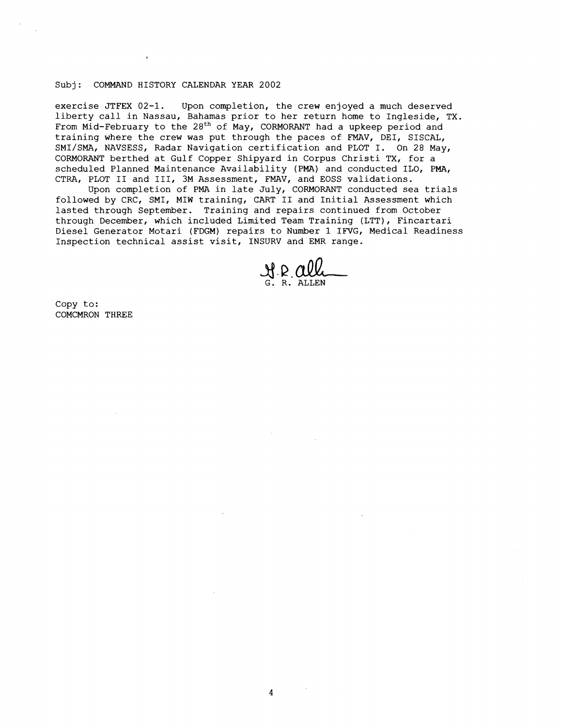Subj: COMMAND HISTORY CALENDAR YEAR 2002

exercise JTFEX 02-1. Upon completion, the crew enjoyed a much deserved liberty call in Nassau, Bahamas prior to her return home to Ingleside, TX. From Mid-February to the 28th of May, CORMORANT had a upkeep period and training where the crew was put through the paces of FMAV, DEI, SISCAL, SMI/SMA, NAVSESS, Radar Navigation certification and PLOT I. On 28 May, CORMORANT berthed at Gulf Copper Shipyard in Corpus Christi TX, for a scheduled Planned Maintenance Availability (PMA) and conducted ILO, PMA, CTRA, PLOT II and III, 3M Assessment, FMAV, and EOSS validations.

Upon completion of PMA in late July, CORMORANT conducted sea trials followed by CRC, SMI, MIW training, CART II and Initial Assessment which lasted through September. Training and repairs continued from October through December, which included Limited Team Training (LTT), Fincartari Diesel Generator Motari (FDGM) repairs to Number 1 IFVG, Medical Readiness Inspection technical assist visit, INSURV and EMR range.

G. R. ALLEN

Copy to:
COMCMRON THREE